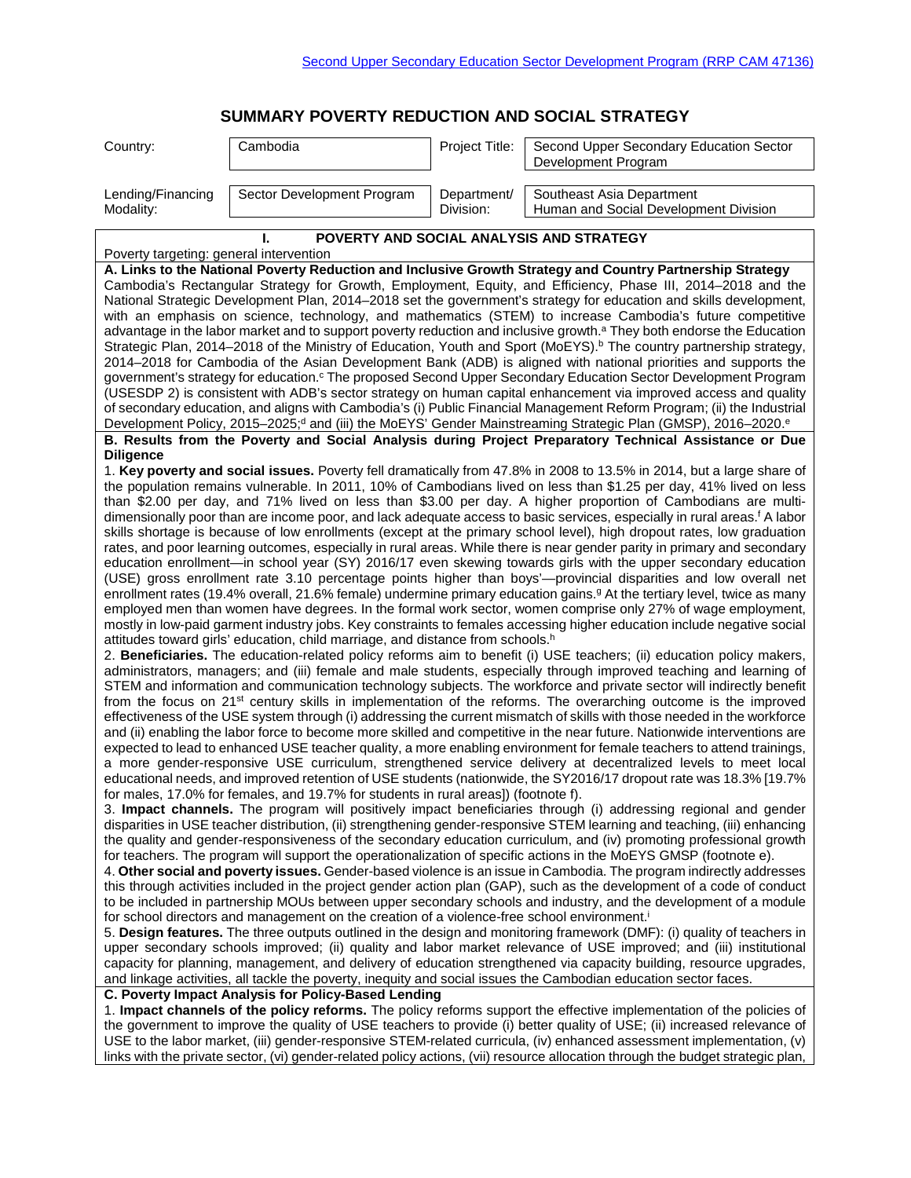Second Upper Secondary Education Sector Development Program (RRP CAM 47136)

# SUMMARY POVERTY REDUCTION AND SOCIAL STRATEGY

| Country: | Cambodia | Project Title: | Second Upper Secondary Education Sector Development Program |
|---|---|---|---|
| Lending/Financing Modality: | Sector Development Program | Department/ Division: | Southeast Asia Department Human and Social Development Division |

## I. POVERTY AND SOCIAL ANALYSIS AND STRATEGY

Poverty targeting: general intervention

**A. Links to the National Poverty Reduction and Inclusive Growth Strategy and Country Partnership Strategy**

Cambodia's Rectangular Strategy for Growth, Employment, Equity, and Efficiency, Phase III, 2014–2018 and the National Strategic Development Plan, 2014–2018 set the government's strategy for education and skills development, with an emphasis on science, technology, and mathematics (STEM) to increase Cambodia's future competitive advantage in the labor market and to support poverty reduction and inclusive growth.[a] They both endorse the Education Strategic Plan, 2014–2018 of the Ministry of Education, Youth and Sport (MoEYS).[b] The country partnership strategy, 2014–2018 for Cambodia of the Asian Development Bank (ADB) is aligned with national priorities and supports the government's strategy for education.[c] The proposed Second Upper Secondary Education Sector Development Program (USESDP 2) is consistent with ADB's sector strategy on human capital enhancement via improved access and quality of secondary education, and aligns with Cambodia's (i) Public Financial Management Reform Program; (ii) the Industrial Development Policy, 2015–2025;[d] and (iii) the MoEYS' Gender Mainstreaming Strategic Plan (GMSP), 2016–2020.[e]

**B. Results from the Poverty and Social Analysis during Project Preparatory Technical Assistance or Due Diligence**

1. **Key poverty and social issues.** Poverty fell dramatically from 47.8% in 2008 to 13.5% in 2014, but a large share of the population remains vulnerable. In 2011, 10% of Cambodians lived on less than $1.25 per day, 41% lived on less than $2.00 per day, and 71% lived on less than $3.00 per day. A higher proportion of Cambodians are multi-dimensionally poor than are income poor, and lack adequate access to basic services, especially in rural areas.[f] A labor skills shortage is because of low enrollments (except at the primary school level), high dropout rates, low graduation rates, and poor learning outcomes, especially in rural areas. While there is near gender parity in primary and secondary education enrollment—in school year (SY) 2016/17 even skewing towards girls with the upper secondary education (USE) gross enrollment rate 3.10 percentage points higher than boys'—provincial disparities and low overall net enrollment rates (19.4% overall, 21.6% female) undermine primary education gains.[g] At the tertiary level, twice as many employed men than women have degrees. In the formal work sector, women comprise only 27% of wage employment, mostly in low-paid garment industry jobs. Key constraints to females accessing higher education include negative social attitudes toward girls' education, child marriage, and distance from schools.[h]

2. **Beneficiaries.** The education-related policy reforms aim to benefit (i) USE teachers; (ii) education policy makers, administrators, managers; and (iii) female and male students, especially through improved teaching and learning of STEM and information and communication technology subjects. The workforce and private sector will indirectly benefit from the focus on 21st century skills in implementation of the reforms. The overarching outcome is the improved effectiveness of the USE system through (i) addressing the current mismatch of skills with those needed in the workforce and (ii) enabling the labor force to become more skilled and competitive in the near future. Nationwide interventions are expected to lead to enhanced USE teacher quality, a more enabling environment for female teachers to attend trainings, a more gender-responsive USE curriculum, strengthened service delivery at decentralized levels to meet local educational needs, and improved retention of USE students (nationwide, the SY2016/17 dropout rate was 18.3% [19.7% for males, 17.0% for females, and 19.7% for students in rural areas]) (footnote f).

3. **Impact channels.** The program will positively impact beneficiaries through (i) addressing regional and gender disparities in USE teacher distribution, (ii) strengthening gender-responsive STEM learning and teaching, (iii) enhancing the quality and gender-responsiveness of the secondary education curriculum, and (iv) promoting professional growth for teachers. The program will support the operationalization of specific actions in the MoEYS GMSP (footnote e).

4. **Other social and poverty issues.** Gender-based violence is an issue in Cambodia. The program indirectly addresses this through activities included in the project gender action plan (GAP), such as the development of a code of conduct to be included in partnership MOUs between upper secondary schools and industry, and the development of a module for school directors and management on the creation of a violence-free school environment.[i]

5. **Design features.** The three outputs outlined in the design and monitoring framework (DMF): (i) quality of teachers in upper secondary schools improved; (ii) quality and labor market relevance of USE improved; and (iii) institutional capacity for planning, management, and delivery of education strengthened via capacity building, resource upgrades, and linkage activities, all tackle the poverty, inequity and social issues the Cambodian education sector faces.

**C. Poverty Impact Analysis for Policy-Based Lending**

1. **Impact channels of the policy reforms.** The policy reforms support the effective implementation of the policies of the government to improve the quality of USE teachers to provide (i) better quality of USE; (ii) increased relevance of USE to the labor market, (iii) gender-responsive STEM-related curricula, (iv) enhanced assessment implementation, (v) links with the private sector, (vi) gender-related policy actions, (vii) resource allocation through the budget strategic plan,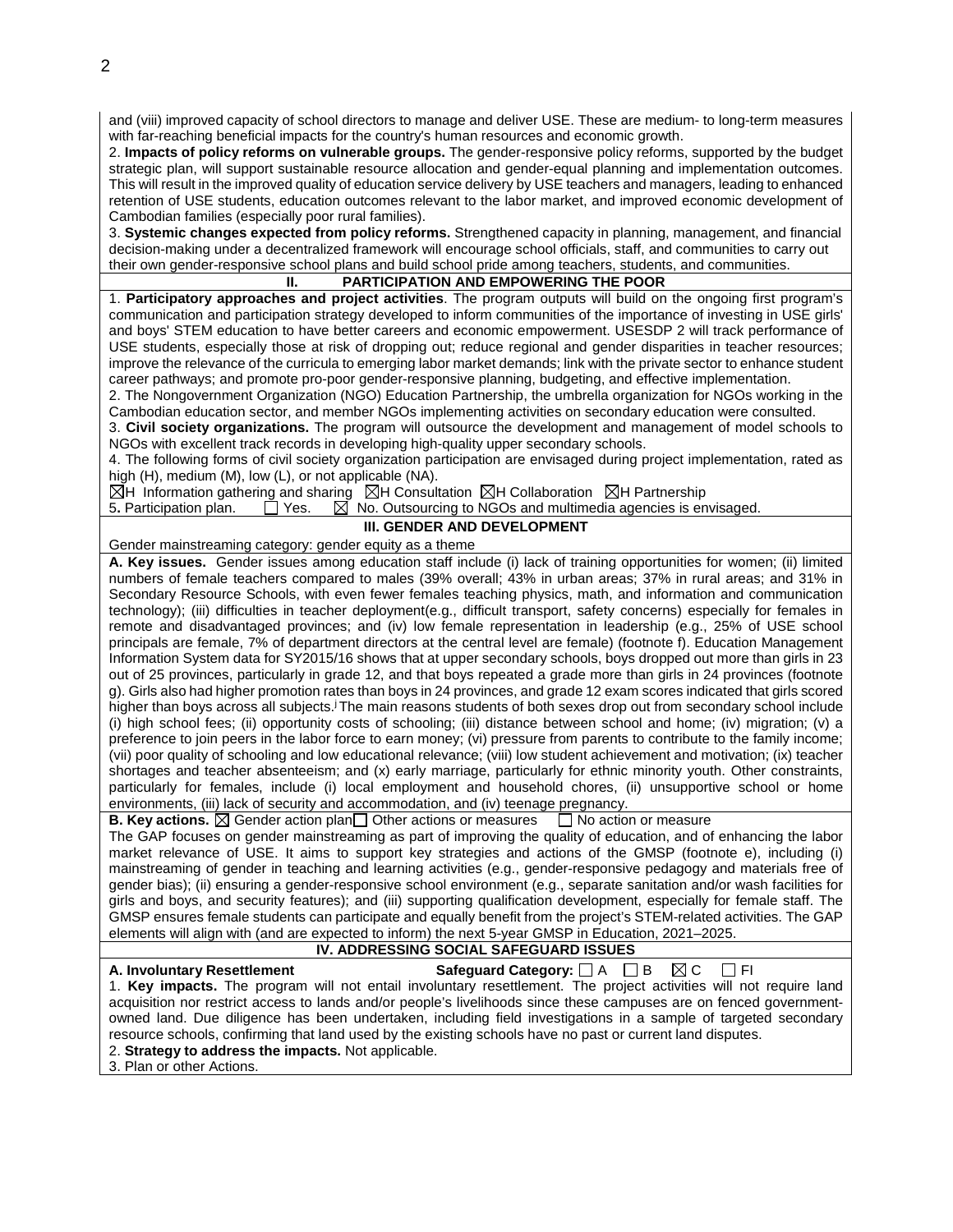and (viii) improved capacity of school directors to manage and deliver USE. These are medium- to long-term measures with far-reaching beneficial impacts for the country's human resources and economic growth.

2. **Impacts of policy reforms on vulnerable groups.** The gender-responsive policy reforms, supported by the budget strategic plan, will support sustainable resource allocation and gender-equal planning and implementation outcomes. This will result in the improved quality of education service delivery by USE teachers and managers, leading to enhanced retention of USE students, education outcomes relevant to the labor market, and improved economic development of Cambodian families (especially poor rural families).

3. **Systemic changes expected from policy reforms.** Strengthened capacity in planning, management, and financial decision-making under a decentralized framework will encourage school officials, staff, and communities to carry out their own gender-responsive school plans and build school pride among teachers, students, and communities.

## II. PARTICIPATION AND EMPOWERING THE POOR

1. **Participatory approaches and project activities**. The program outputs will build on the ongoing first program's communication and participation strategy developed to inform communities of the importance of investing in USE girls' and boys' STEM education to have better careers and economic empowerment. USESDP 2 will track performance of USE students, especially those at risk of dropping out; reduce regional and gender disparities in teacher resources; improve the relevance of the curricula to emerging labor market demands; link with the private sector to enhance student career pathways; and promote pro-poor gender-responsive planning, budgeting, and effective implementation.

2. The Nongovernment Organization (NGO) Education Partnership, the umbrella organization for NGOs working in the Cambodian education sector, and member NGOs implementing activities on secondary education were consulted.

3. **Civil society organizations.** The program will outsource the development and management of model schools to NGOs with excellent track records in developing high-quality upper secondary schools.

4. The following forms of civil society organization participation are envisaged during project implementation, rated as high (H), medium (M), low (L), or not applicable (NA).

☒H Information gathering and sharing ☒H Consultation ☒H Collaboration ☒H Partnership

5**.** Participation plan. ☐ Yes. ☒ No. Outsourcing to NGOs and multimedia agencies is envisaged.

## III. GENDER AND DEVELOPMENT

Gender mainstreaming category: gender equity as a theme

**A. Key issues.** Gender issues among education staff include (i) lack of training opportunities for women; (ii) limited numbers of female teachers compared to males (39% overall; 43% in urban areas; 37% in rural areas; and 31% in Secondary Resource Schools, with even fewer females teaching physics, math, and information and communication technology); (iii) difficulties in teacher deployment(e.g., difficult transport, safety concerns) especially for females in remote and disadvantaged provinces; and (iv) low female representation in leadership (e.g., 25% of USE school principals are female, 7% of department directors at the central level are female) (footnote f). Education Management Information System data for SY2015/16 shows that at upper secondary schools, boys dropped out more than girls in 23 out of 25 provinces, particularly in grade 12, and that boys repeated a grade more than girls in 24 provinces (footnote g). Girls also had higher promotion rates than boys in 24 provinces, and grade 12 exam scores indicated that girls scored higher than boys across all subjects.[j] The main reasons students of both sexes drop out from secondary school include (i) high school fees; (ii) opportunity costs of schooling; (iii) distance between school and home; (iv) migration; (v) a preference to join peers in the labor force to earn money; (vi) pressure from parents to contribute to the family income; (vii) poor quality of schooling and low educational relevance; (viii) low student achievement and motivation; (ix) teacher shortages and teacher absenteeism; and (x) early marriage, particularly for ethnic minority youth. Other constraints, particularly for females, include (i) local employment and household chores, (ii) unsupportive school or home environments, (iii) lack of security and accommodation, and (iv) teenage pregnancy.

**B. Key actions.** ☒ Gender action plan ☐ Other actions or measures ☐ No action or measure

The GAP focuses on gender mainstreaming as part of improving the quality of education, and of enhancing the labor market relevance of USE. It aims to support key strategies and actions of the GMSP (footnote e), including (i) mainstreaming of gender in teaching and learning activities (e.g., gender-responsive pedagogy and materials free of gender bias); (ii) ensuring a gender-responsive school environment (e.g., separate sanitation and/or wash facilities for girls and boys, and security features); and (iii) supporting qualification development, especially for female staff. The GMSP ensures female students can participate and equally benefit from the project's STEM-related activities. The GAP elements will align with (and are expected to inform) the next 5-year GMSP in Education, 2021–2025.

## IV. ADDRESSING SOCIAL SAFEGUARD ISSUES

**A. Involuntary Resettlement** **Safeguard Category:** ☐ A ☐ B ☒ C ☐ FI

1. **Key impacts.** The program will not entail involuntary resettlement. The project activities will not require land acquisition nor restrict access to lands and/or people's livelihoods since these campuses are on fenced government-owned land. Due diligence has been undertaken, including field investigations in a sample of targeted secondary resource schools, confirming that land used by the existing schools have no past or current land disputes.

2. **Strategy to address the impacts.** Not applicable.

3. Plan or other Actions.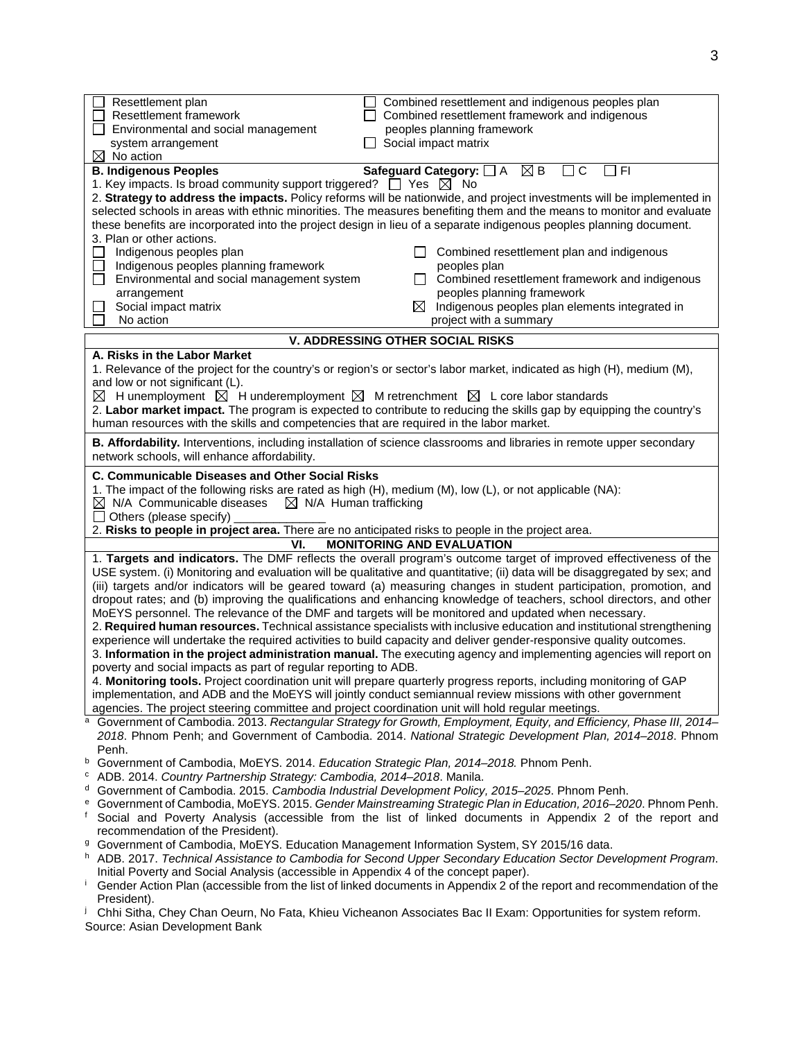☐ Resettlement plan
☐ Resettlement framework
☐ Environmental and social management system arrangement
☒ No action
☐ Combined resettlement and indigenous peoples plan
☐ Combined resettlement framework and indigenous peoples planning framework
☐ Social impact matrix

**B. Indigenous Peoples** **Safeguard Category:** ☐ A ☒ B ☐ C ☐ FI

1. Key impacts. Is broad community support triggered? ☐ Yes ☒ No

2. **Strategy to address the impacts.** Policy reforms will be nationwide, and project investments will be implemented in selected schools in areas with ethnic minorities. The measures benefiting them and the means to monitor and evaluate these benefits are incorporated into the project design in lieu of a separate indigenous peoples planning document.

3. Plan or other actions.

☐ Indigenous peoples plan
☐ Indigenous peoples planning framework
☐ Environmental and social management system arrangement
☐ Social impact matrix
☐ No action
☐ Combined resettlement plan and indigenous peoples plan
☐ Combined resettlement framework and indigenous peoples planning framework
☒ Indigenous peoples plan elements integrated in project with a summary

## V. ADDRESSING OTHER SOCIAL RISKS

**A. Risks in the Labor Market**

1. Relevance of the project for the country's or region's or sector's labor market, indicated as high (H), medium (M), and low or not significant (L).

☒ H unemployment ☒ H underemployment ☒ M retrenchment ☒ L core labor standards

2. **Labor market impact.** The program is expected to contribute to reducing the skills gap by equipping the country's human resources with the skills and competencies that are required in the labor market.

**B. Affordability.** Interventions, including installation of science classrooms and libraries in remote upper secondary network schools, will enhance affordability.

**C. Communicable Diseases and Other Social Risks**

1. The impact of the following risks are rated as high (H), medium (M), low (L), or not applicable (NA):

☒ N/A Communicable diseases ☒ N/A Human trafficking

☐ Others (please specify) ______________

2. **Risks to people in project area.** There are no anticipated risks to people in the project area.

## VI. MONITORING AND EVALUATION

1. **Targets and indicators.** The DMF reflects the overall program's outcome target of improved effectiveness of the USE system. (i) Monitoring and evaluation will be qualitative and quantitative; (ii) data will be disaggregated by sex; and (iii) targets and/or indicators will be geared toward (a) measuring changes in student participation, promotion, and dropout rates; and (b) improving the qualifications and enhancing knowledge of teachers, school directors, and other MoEYS personnel. The relevance of the DMF and targets will be monitored and updated when necessary.

2. **Required human resources.** Technical assistance specialists with inclusive education and institutional strengthening experience will undertake the required activities to build capacity and deliver gender-responsive quality outcomes.

3. **Information in the project administration manual.** The executing agency and implementing agencies will report on poverty and social impacts as part of regular reporting to ADB.

4. **Monitoring tools.** Project coordination unit will prepare quarterly progress reports, including monitoring of GAP implementation, and ADB and the MoEYS will jointly conduct semiannual review missions with other government agencies. The project steering committee and project coordination unit will hold regular meetings.

[a] Government of Cambodia. 2013. *Rectangular Strategy for Growth, Employment, Equity, and Efficiency, Phase III, 2014–2018*. Phnom Penh; and Government of Cambodia. 2014. *National Strategic Development Plan, 2014–2018*. Phnom Penh.

[b] Government of Cambodia, MoEYS. 2014. *Education Strategic Plan, 2014–2018.* Phnom Penh.

[c] ADB. 2014. *Country Partnership Strategy: Cambodia, 2014–2018*. Manila.

[d] Government of Cambodia. 2015. *Cambodia Industrial Development Policy, 2015–2025*. Phnom Penh.

[e] Government of Cambodia, MoEYS. 2015. *Gender Mainstreaming Strategic Plan in Education, 2016–2020*. Phnom Penh.

[f] Social and Poverty Analysis (accessible from the list of linked documents in Appendix 2 of the report and recommendation of the President).

[g] Government of Cambodia, MoEYS. Education Management Information System, SY 2015/16 data.

[h] ADB. 2017. *Technical Assistance to Cambodia for Second Upper Secondary Education Sector Development Program*. Initial Poverty and Social Analysis (accessible in Appendix 4 of the concept paper).

[i] Gender Action Plan (accessible from the list of linked documents in Appendix 2 of the report and recommendation of the President).

[j] Chhi Sitha, Chey Chan Oeurn, No Fata, Khieu Vicheanon Associates Bac II Exam: Opportunities for system reform.

Source: Asian Development Bank